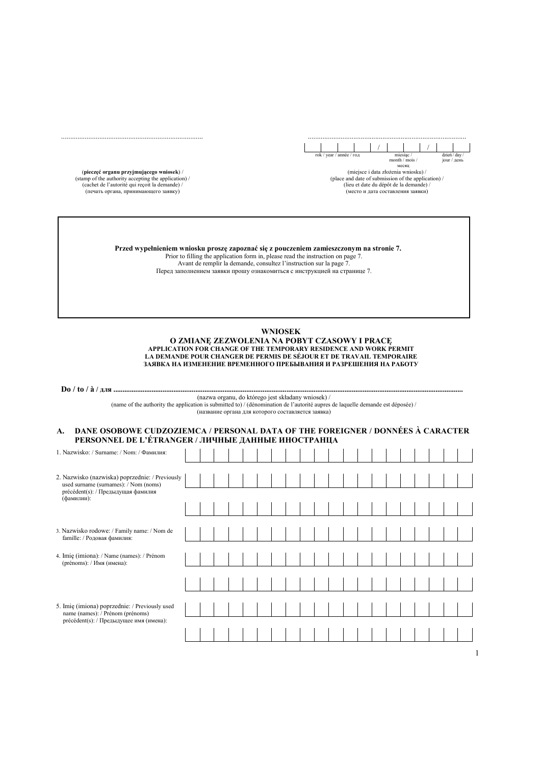.............................................................................

(**pieczęć organu przyjmującego wniosek**) /
(stamp of the authority accepting the application) /
(cachet de l'autorité qui reçoit la demande) /
(печать органа, принимающего заявку)

.............................................................................

rok / year / année / год / miesiąc / month / mois / месяц / dzień / day / jour / день

(miejsce i data złożenia wniosku) /
(place and date of submission of the application) /
(lieu et date du dépôt de la demande) /
(место и дата составления заявки)

**Przed wypełnieniem wniosku proszę zapoznać się z pouczeniem zamieszczonym na stronie 7.**
Prior to filling the application form in, please read the instruction on page 7.
Avant de remplir la demande, consultez l'instruction sur la page 7.
Перед заполнением заявки прошу ознакомиться с инструкцией на странице 7.

**WNIOSEK**
**O ZMIANĘ ZEZWOLENIA NA POBYT CZASOWY I PRACĘ**
**APPLICATION FOR CHANGE OF THE TEMPORARY RESIDENCE AND WORK PERMIT**
**LA DEMANDE POUR CHANGER DE PERMIS DE SÉJOUR ET DE TRAVAIL TEMPORAIRE**
**ЗАЯВКА НА ИЗМЕНЕНИЕ ВРЕМЕННОГО ПРЕБЫВАНИЯ И РАЗРЕШЕНИЯ НА РАБОТУ**

**Do / to / à / для** .............................................................................
(nazwa organu, do którego jest składany wniosek) /
(name of the authority the application is submitted to) / (dénomination de l'autorité aupres de laquelle demande est déposée) /
(название органа для которого составляется заявка)

## A. DANE OSOBOWE CUDZOZIEMCA / PERSONAL DATA OF THE FOREIGNER / DONNÉES À CARACTER PERSONNEL DE L'ÉTRANGER / ЛИЧНЫЕ ДАННЫЕ ИНОСТРАНЦА

1. Nazwisko: / Surname: / Nom: / Фамилия:

2. Nazwisko (nazwiska) poprzednie: / Previously used surname (surnames): / Nom (noms) précédent(s): / Предыдущая фамилия (фамилии):

3. Nazwisko rodowe: / Family name: / Nom de famille: / Родовая фамилия:

4. Imię (imiona): / Name (names): / Prénom (prénoms): / Имя (имена):

5. Imię (imiona) poprzednie: / Previously used name (names): / Prénom (prénoms) précédent(s): / Предыдущее имя (имена):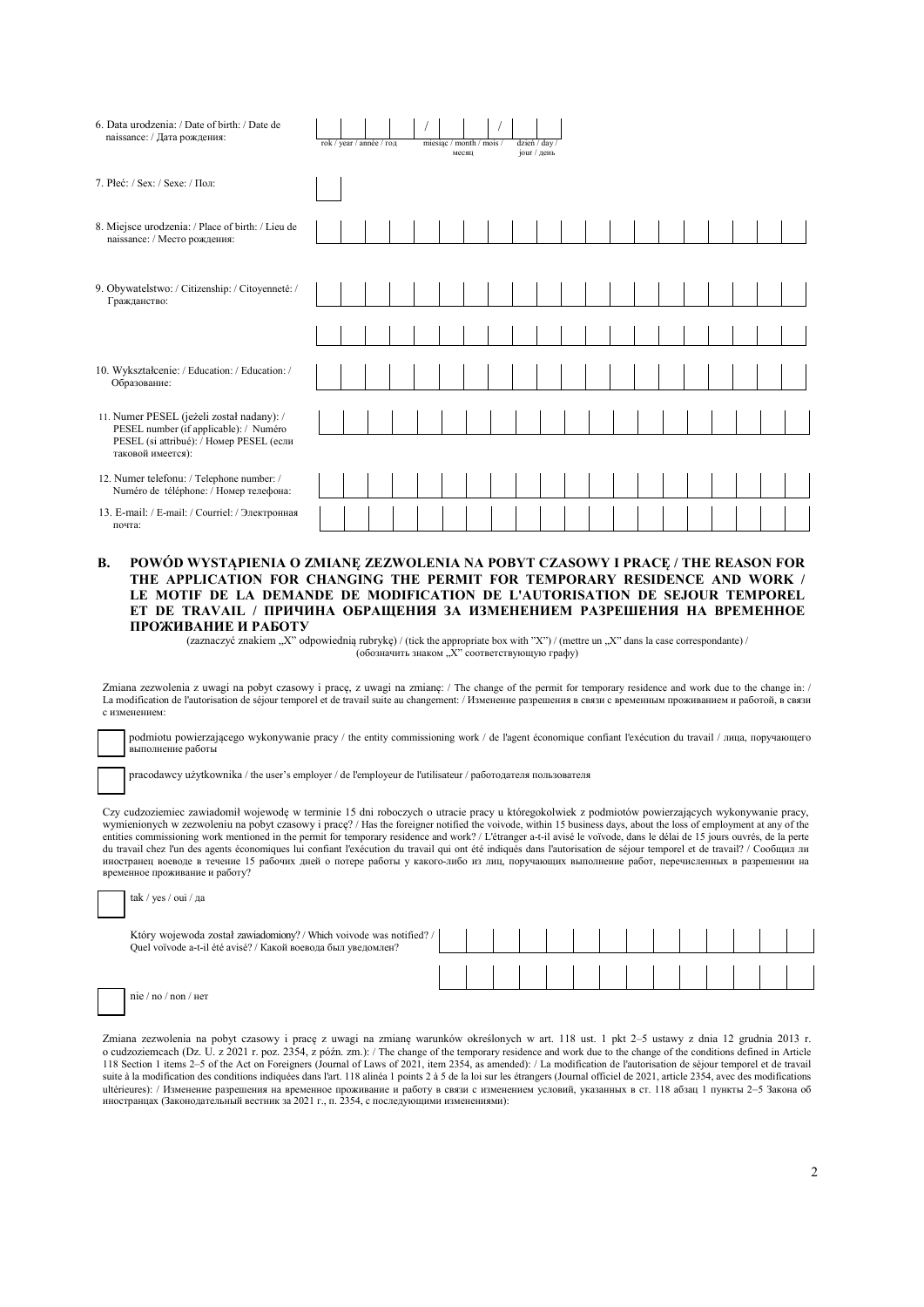6. Data urodzenia: / Date of birth: / Date de naissance: / Дата рождения:

| | / | | / | |
|---|---|---|---|---|
| rok / year / année / год | | miesiąc / month / mois / месяц | | dzień / day / jour / день |

7. Płeć: / Sex: / Sexe: / Пол:

8. Miejsce urodzenia: / Place of birth: / Lieu de naissance: / Место рождения:

9. Obywatelstwo: / Citizenship: / Citoyenneté: / Гражданство:

10. Wykształcenie: / Education: / Education: / Образование:

11. Numer PESEL (jeżeli został nadany): / PESEL number (if applicable): / Numéro PESEL (si attribué): / Номер PESEL (если таковой имеется):

12. Numer telefonu: / Telephone number: / Numéro de téléphone: / Номер телефона:

13. E-mail: / E-mail: / Courriel: / Электронная почта:

## B. POWÓD WYSTĄPIENIA O ZMIANĘ ZEZWOLENIA NA POBYT CZASOWY I PRACĘ / THE REASON FOR THE APPLICATION FOR CHANGING THE PERMIT FOR TEMPORARY RESIDENCE AND WORK / LE MOTIF DE LA DEMANDE DE MODIFICATION DE L'AUTORISATION DE SEJOUR TEMPOREL ET DE TRAVAIL / ПРИЧИНА ОБРАЩЕНИЯ ЗА ИЗМЕНЕНИЕМ РАЗРЕШЕНИЯ НА ВРЕМЕННОЕ ПРОЖИВАНИЕ И РАБОТУ

(zaznaczyć znakiem „X" odpowiednią rubrykę) / (tick the appropriate box with "X") / (mettre un „X" dans la case correspondante) / (обозначить знаком „X" соответствующую графу)

Zmiana zezwolenia z uwagi na pobyt czasowy i pracę, z uwagi na zmianę: / The change of the permit for temporary residence and work due to the change in: / La modification de l'autorisation de séjour temporel et de travail suite au changement: / Изменение разрешения в связи с временным проживанием и работой, в связи с изменением:

☐ podmiotu powierzającego wykonywanie pracy / the entity commissioning work / de l'agent économique confiant l'exécution du travail / лица, поручающего выполнение работы

☐ pracodawcy użytkownika / the user's employer / de l'employeur de l'utilisateur / работодателя пользователя

Czy cudzoziemiec zawiadomił wojewodę w terminie 15 dni roboczych o utracie pracy u któregokolwiek z podmiotów powierzających wykonywanie pracy, wymienionych w zezwoleniu na pobyt czasowy i pracę? / Has the foreigner notified the voivode, within 15 business days, about the loss of employment at any of the entities commissioning work mentioned in the permit for temporary residence and work? / L'étranger a-t-il avisé le voïvode, dans le délai de 15 jours ouvrés, de la perte du travail chez l'un des agents économiques lui confiant l'exécution du travail qui ont été indiqués dans l'autorisation de séjour temporel et de travail? / Сообщил ли иностранец воеводе в течение 15 рабочих дней о потере работы у какого-либо из лиц, поручающих выполнение работ, перечисленных в разрешении на временное проживание и работу?

☐ tak / yes / oui / да

Który wojewoda został zawiadomiony? / Which voivode was notified? / Quel voïvode a-t-il été avisé? / Какой воевода был уведомлен?

☐ nie / no / non / нет

Zmiana zezwolenia na pobyt czasowy i pracę z uwagi na zmianę warunków określonych w art. 118 ust. 1 pkt 2–5 ustawy z dnia 12 grudnia 2013 r. o cudzoziemcach (Dz. U. z 2021 r. poz. 2354, z późn. zm.): / The change of the temporary residence and work due to the change of the conditions defined in Article 118 Section 1 items 2–5 of the Act on Foreigners (Journal of Laws of 2021, item 2354, as amended): / La modification de l'autorisation de séjour temporel et de travail suite à la modification des conditions indiquées dans l'art. 118 alinéa 1 points 2 à 5 de la loi sur les étrangers (Journal officiel de 2021, article 2354, avec des modifications ultérieures): / Изменение разрешения на временное проживание и работу в связи с изменением условий, указанных в ст. 118 абзац 1 пункты 2–5 Закона об иностранцах (Законодательный вестник за 2021 г., п. 2354, с последующими изменениями):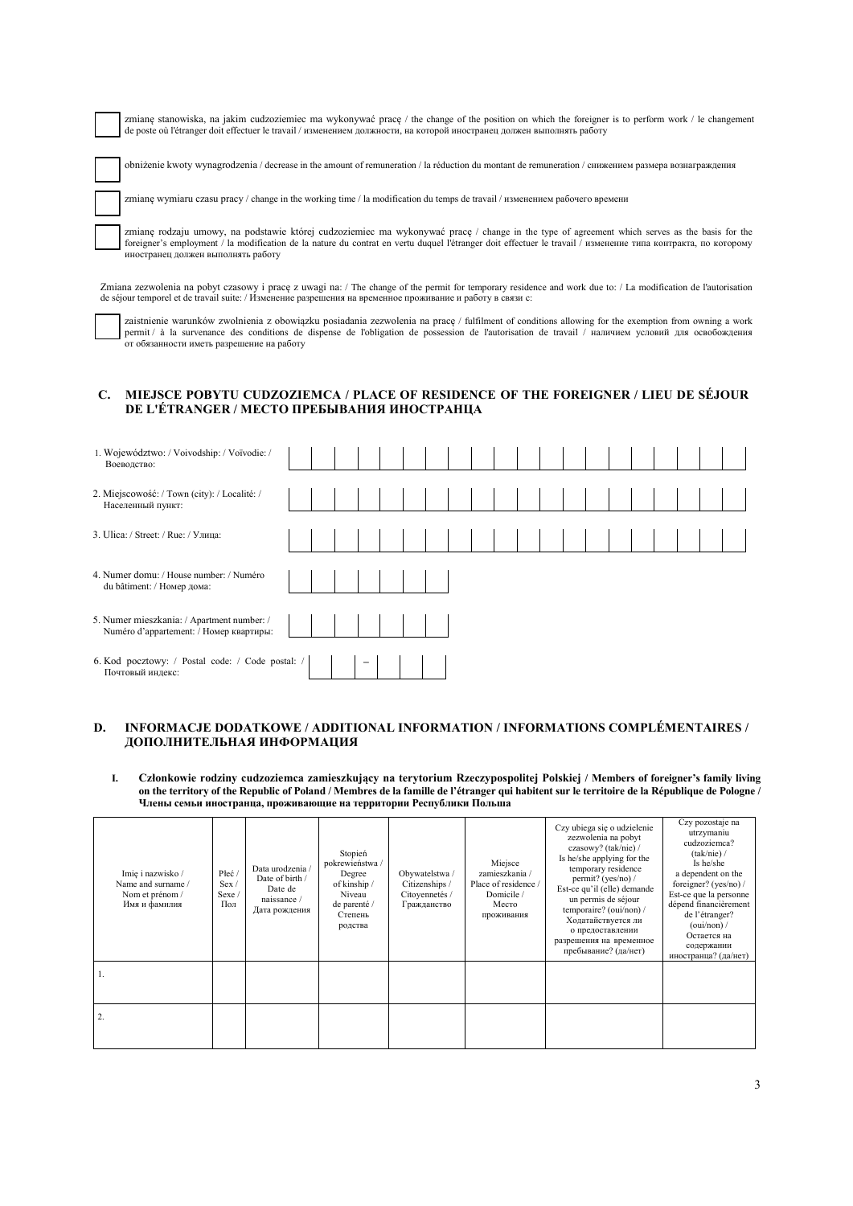☐ zmianę stanowiska, na jakim cudzoziemiec ma wykonywać pracę / the change of the position on which the foreigner is to perform work / le changement de poste où l'étranger doit effectuer le travail / изменением должности, на которой иностранец должен выполнять работу

☐ obniżenie kwoty wynagrodzenia / decrease in the amount of remuneration / la réduction du montant de remuneration / снижением размера вознаграждения

☐ zmianę wymiaru czasu pracy / change in the working time / la modification du temps de travail / изменением рабочего времени

☐ zmianę rodzaju umowy, na podstawie której cudzoziemiec ma wykonywać pracę / change in the type of agreement which serves as the basis for the foreigner's employment / la modification de la nature du contrat en vertu duquel l'étranger doit effectuer le travail / изменение типа контракта, по которому иностранец должен выполнять работу

Zmiana zezwolenia na pobyt czasowy i pracę z uwagi na: / The change of the permit for temporary residence and work due to: / La modification de l'autorisation de séjour temporel et de travail suite: / Изменение разрешения на временное проживание и работу в связи с:

☐ zaistnienie warunków zwolnienia z obowiązku posiadania zezwolenia na pracę / fulfilment of conditions allowing for the exemption from owning a work permit / à la survenance des conditions de dispense de l'obligation de possession de l'autorisation de travail / наличием условий для освобождения от обязанности иметь разрешение на работу

## C. MIEJSCE POBYTU CUDZOZIEMCA / PLACE OF RESIDENCE OF THE FOREIGNER / LIEU DE SÉJOUR DE L'ÉTRANGER / МЕСТО ПРЕБЫВАНИЯ ИНОСТРАНЦА

1. Województwo: / Voivodship: / Voïvodie: / Воеводство:
2. Miejscowość: / Town (city): / Localité: / Населенный пункт:
3. Ulica: / Street: / Rue: / Улица:
4. Numer domu: / House number: / Numéro du bâtiment: / Номер дома:
5. Numer mieszkania: / Apartment number: / Numéro d'appartement: / Номер квартиры:
6. Kod pocztowy: / Postal code: / Code postal: / Почтовый индекс: __ __ – __ __ __

## D. INFORMACJE DODATKOWE / ADDITIONAL INFORMATION / INFORMATIONS COMPLÉMENTAIRES / ДОПОЛНИТЕЛЬНАЯ ИНФОРМАЦИЯ

**I. Członkowie rodziny cudzoziemca zamieszkujący na terytorium Rzeczypospolitej Polskiej / Members of foreigner's family living on the territory of the Republic of Poland / Membres de la famille de l'étranger qui habitent sur le territoire de la République de Pologne / Члены семьи иностранца, проживающие на территории Республики Польша**

| Imię i nazwisko / Name and surname / Nom et prénom / Имя и фамилия | Płeć / Sex / Sexe / Пол | Data urodzenia / Date of birth / Date de naissance / Дата рождения | Stopień pokrewieństwa / Degree of kinship / Niveau de parenté / Степень родства | Obywatelstwa / Citizenships / Citoyennetés / Гражданство | Miejsce zamieszkania / Place of residence / Domicile / Место проживания | Czy ubiega się o udzielenie zezwolenia na pobyt czasowy? (tak/nie) / Is he/she applying for the temporary residence permit? (yes/no) / Est-ce qu'il (elle) demande un permis de séjour temporaire? (oui/non) / Ходатайствуется ли о предоставлении разрешения на временное пребывание? (да/нет) | Czy pozostaje na utrzymaniu cudzoziemca? (tak/nie) / Is he/she a dependent on the foreigner? (yes/no) / Est-ce que la personne dépend financièrement de l'étranger? (oui/non) / Остается на содержании иностранца? (да/нет) |
|---|---|---|---|---|---|---|---|
| 1. | | | | | | | |
| 2. | | | | | | | |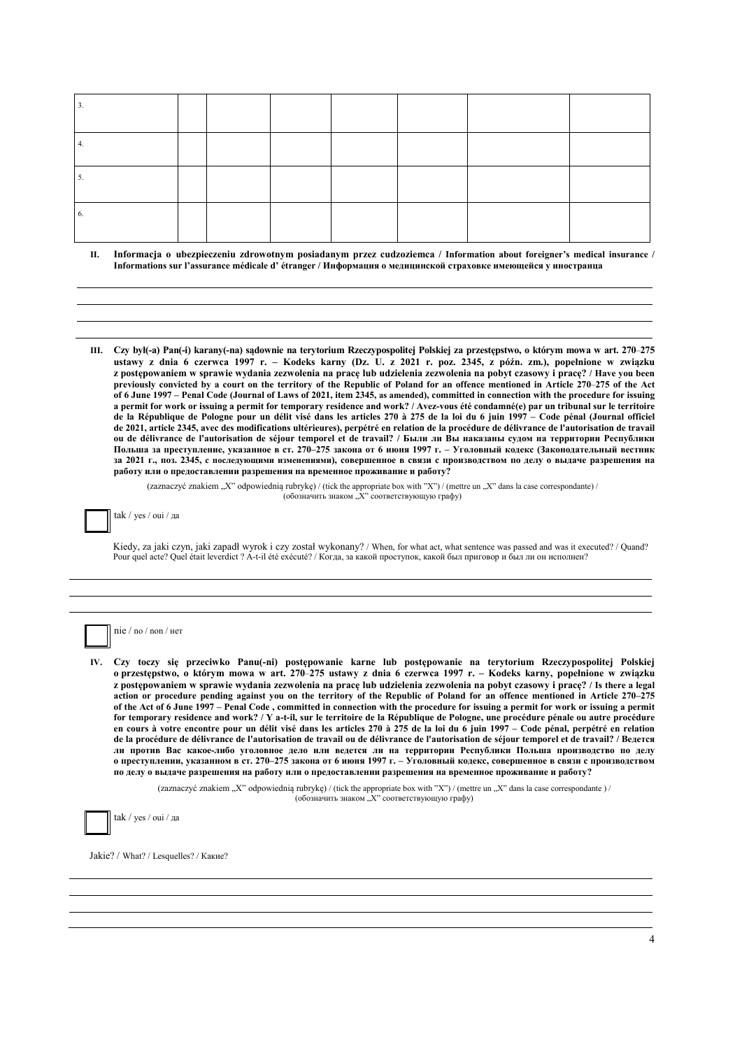| | | | | | | | |
|---|---|---|---|---|---|---|---|
| 3. | | | | | | | |
| 4. | | | | | | | |
| 5. | | | | | | | |
| 6. | | | | | | | |

**II. Informacja o ubezpieczeniu zdrowotnym posiadanym przez cudzoziemca / Information about foreigner's medical insurance / Informations sur l'assurance médicale d' étranger / Информация о медицинской страховке имеющейся у иностранца**

______________________________________________________________________

______________________________________________________________________

______________________________________________________________________

**III. Czy był(-a) Pan(-i) karany(-na) sądownie na terytorium Rzeczypospolitej Polskiej za przestępstwo, o którym mowa w art. 270–275 ustawy z dnia 6 czerwca 1997 r. – Kodeks karny (Dz. U. z 2021 r. poz. 2345, z późn. zm.), popełnione w związku z postępowaniem w sprawie wydania zezwolenia na pracę lub udzielenia zezwolenia na pobyt czasowy i pracę? / Have you been previously convicted by a court on the territory of the Republic of Poland for an offence mentioned in Article 270–275 of the Act of 6 June 1997 – Penal Code (Journal of Laws of 2021, item 2345, as amended), committed in connection with the procedure for issuing a permit for work or issuing a permit for temporary residence and work? / Avez-vous été condamné(e) par un tribunal sur le territoire de la République de Pologne pour un délit visé dans les articles 270 à 275 de la loi du 6 juin 1997 – Code pénal (Journal officiel de 2021, article 2345, avec des modifications ultérieures), perpétré en relation de la procédure de délivrance de l'autorisation de travail ou de délivrance de l'autorisation de séjour temporel et de travail? / Были ли Вы наказаны судом на территории Республики Польша за преступление, указанное в ст. 270–275 закона от 6 июня 1997 г. – Уголовный кодекс (Законодательный вестник за 2021 г., поз. 2345, с последующими изменениями), совершенное в связи с производством по делу о выдаче разрешения на работу или о предоставлении разрешения на временное проживание и работу?**

(zaznaczyć znakiem „X" odpowiednią rubrykę) / (tick the appropriate box with "X") / (mettre un „X" dans la case correspondante) / (обозначить знаком „X" соответствующую графу)

☐ tak / yes / oui / да

Kiedy, za jaki czyn, jaki zapadł wyrok i czy został wykonany? / When, for what act, what sentence was passed and was it executed? / Quand? Pour quel acte? Quel était leverdict ? A-t-il été exécuté? / Когда, за какой проступок, какой был приговор и был ли он исполнен?

______________________________________________________________________

______________________________________________________________________

______________________________________________________________________

☐ nie / no / non / нет

**IV. Czy toczy się przeciwko Panu(-ni) postępowanie karne lub postępowanie na terytorium Rzeczypospolitej Polskiej o przestępstwo, o którym mowa w art. 270–275 ustawy z dnia 6 czerwca 1997 r. – Kodeks karny, popełnione w związku z postępowaniem w sprawie wydania zezwolenia na pracę lub udzielenia zezwolenia na pobyt czasowy i pracę? / Is there a legal action or procedure pending against you on the territory of the Republic of Poland for an offence mentioned in Article 270–275 of the Act of 6 June 1997 – Penal Code , committed in connection with the procedure for issuing a permit for work or issuing a permit for temporary residence and work? / Y a-t-il, sur le territoire de la République de Pologne, une procédure pénale ou autre procédure en cours à votre encontre pour un délit visé dans les articles 270 à 275 de la loi du 6 juin 1997 – Code pénal, perpétré en relation de la procédure de délivrance de l'autorisation de travail ou de délivrance de l'autorisation de séjour temporel et de travail? / Ведется ли против Вас какое-либо уголовное дело или ведется ли на территории Республики Польша производство по делу о преступлении, указанном в ст. 270–275 закона от 6 июня 1997 г. – Уголовный кодекс, совершенное в связи с производством по делу о выдаче разрешения на работу или о предоставлении разрешения на временное проживание и работу?**

(zaznaczyć znakiem „X" odpowiednią rubrykę) / (tick the appropriate box with "X") / (mettre un „X" dans la case correspondante ) / (обозначить знаком „X" соответствующую графу)

☐ tak / yes / oui / да

Jakie? / What? / Lesquelles? / Какие?

______________________________________________________________________

______________________________________________________________________

______________________________________________________________________

______________________________________________________________________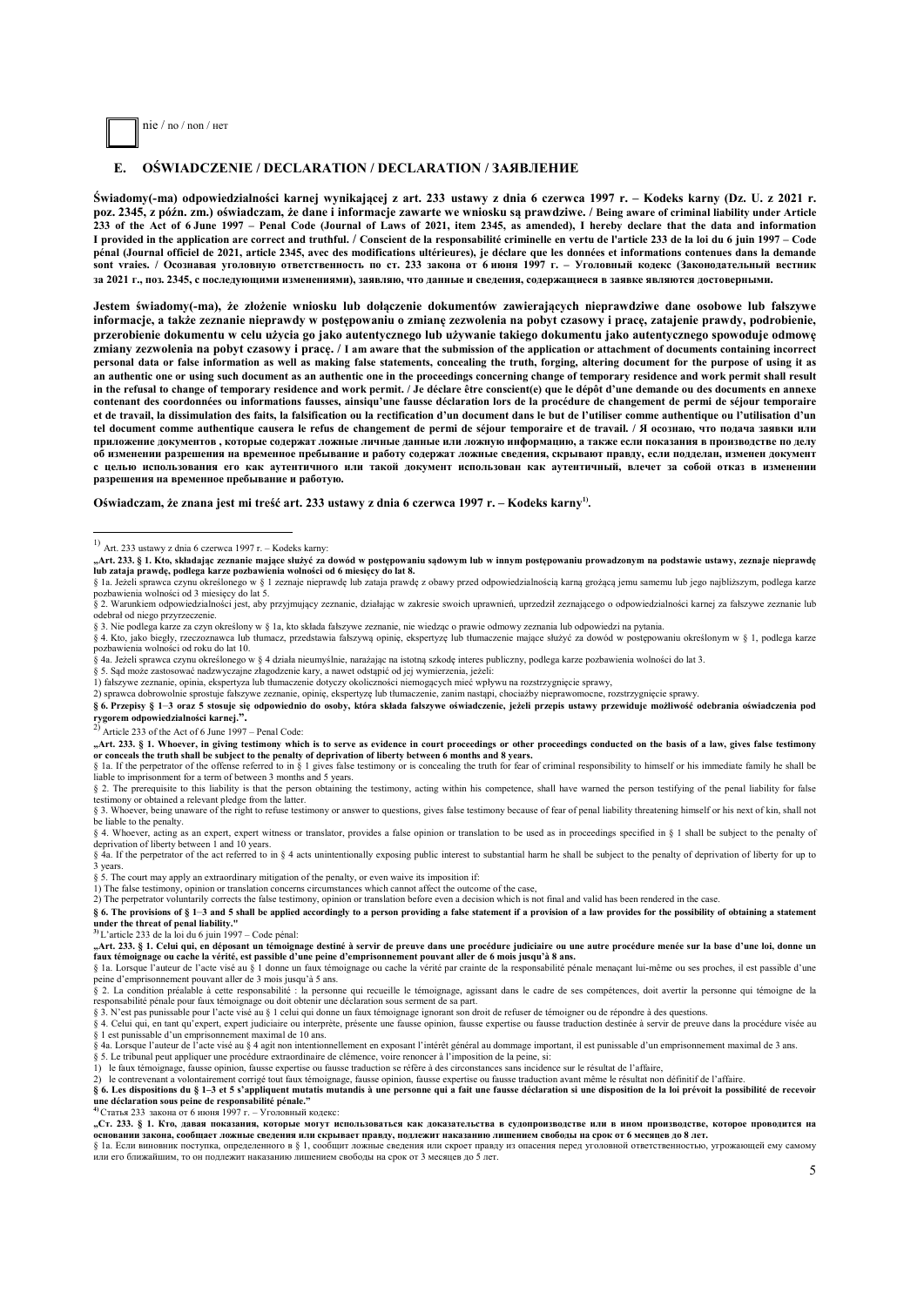☐ nie / no / non / нет

## E. OŚWIADCZENIE / DECLARATION / DECLARATION / ЗАЯВЛЕНИЕ

**Świadomy(-ma) odpowiedzialności karnej wynikającej z art. 233 ustawy z dnia 6 czerwca 1997 r. – Kodeks karny (Dz. U. z 2021 r. poz. 2345, z późn. zm.) oświadczam, że dane i informacje zawarte we wniosku są prawdziwe. / Being aware of criminal liability under Article 233 of the Act of 6 June 1997 – Penal Code (Journal of Laws of 2021, item 2345, as amended), I hereby declare that the data and information I provided in the application are correct and truthful. / Conscient de la responsabilité criminelle en vertu de l'article 233 de la loi du 6 juin 1997 – Code pénal (Journal officiel de 2021, article 2345, avec des modifications ultérieures), je déclare que les données et informations contenues dans la demande sont vraies. / Осознавая уголовную ответственность по ст. 233 закона от 6 июня 1997 г. – Уголовный кодекс (Законодательный вестник за 2021 г., поз. 2345, с последующими изменениями), заявляю, что данные и сведения, содержащиеся в заявке являются достоверными.**

**Jestem świadomy(-ma), że złożenie wniosku lub dołączenie dokumentów zawierających nieprawdziwe dane osobowe lub fałszywe informacje, a także zeznanie nieprawdy w postępowaniu o zmianę zezwolenia na pobyt czasowy i pracę, zatajenie prawdy, podrobienie, przerobienie dokumentu w celu użycia go jako autentycznego lub używanie takiego dokumentu jako autentycznego spowoduje odmowę zmiany zezwolenia na pobyt czasowy i pracę. / I am aware that the submission of the application or attachment of documents containing incorrect personal data or false information as well as making false statements, concealing the truth, forging, altering document for the purpose of using it as an authentic one or using such document as an authentic one in the proceedings concerning change of temporary residence and work permit shall result in the refusal to change of temporary residence and work permit. / Je déclare être conscient(e) que le dépôt d'une demande ou des documents en annexe contenant des coordonnées ou informations fausses, ainsiqu'une fausse déclaration lors de la procédure de changement de permi de séjour temporaire et de travail, la dissimulation des faits, la falsification ou la rectification d'un document dans le but de l'utiliser comme authentique ou l'utilisation d'un tel document comme authentique causera le refus de changement de permi de séjour temporaire et de travail. / Я осознаю, что подача заявки или приложение документов , которые содержат ложные личные данные или ложную информацию, а также если показания в производстве по делу об изменении разрешения на временное пребывание и работу содержат ложные сведения, скрывают правду, если подделан, изменен документ с целью использования его как аутентичного или такой документ использован как аутентичный, влечет за собой отказ в изменении разрешения на временное пребывание и работу.**

**Oświadczam, że znana jest mi treść art. 233 ustawy z dnia 6 czerwca 1997 r. – Kodeks karny[1].**

---

[1] Art. 233 ustawy z dnia 6 czerwca 1997 r. – Kodeks karny:

**„Art. 233. § 1. Kto, składając zeznanie mające służyć za dowód w postępowaniu sądowym lub w innym postępowaniu prowadzonym na podstawie ustawy, zeznaje nieprawdę lub zataja prawdę, podlega karze pozbawienia wolności od 6 miesięcy do lat 8.**

§ 1a. Jeżeli sprawca czynu określonego w § 1 zeznaje nieprawdę lub zataja prawdę z obawy przed odpowiedzialnością karną grożącą jemu samemu lub jego najbliższym, podlega karze pozbawienia wolności od 3 miesięcy do lat 5.

§ 2. Warunkiem odpowiedzialności jest, aby przyjmujący zeznanie, działając w zakresie swoich uprawnień, uprzedził zeznającego o odpowiedzialności karnej za fałszywe zeznanie lub odebrał od niego przyrzeczenie.

§ 3. Nie podlega karze za czyn określony w § 1a, kto składa fałszywe zeznanie, nie wiedząc o prawie odmowy zeznania lub odpowiedzi na pytania.

§ 4. Kto, jako biegły, rzeczoznawca lub tłumacz, przedstawia fałszywą opinię, ekspertyzę lub tłumaczenie mające służyć za dowód w postępowaniu określonym w § 1, podlega karze pozbawienia wolności od roku do lat 10.

§ 4a. Jeżeli sprawca czynu określonego w § 4 działa nieumyślnie, narażając na istotną szkodę interes publiczny, podlega karze pozbawienia wolności do lat 3.

§ 5. Sąd może zastosować nadzwyczajne złagodzenie kary, a nawet odstąpić od jej wymierzenia, jeżeli:

1) fałszywe zeznanie, opinia, ekspertyza lub tłumaczenie dotyczy okoliczności niemogących mieć wpływu na rozstrzygnięcie sprawy,

2) sprawca dobrowolnie sprostuje fałszywe zeznanie, opinię, ekspertyzę lub tłumaczenie, zanim nastąpi, chociażby nieprawomocne, rozstrzygnięcie sprawy.

**§ 6. Przepisy § 1–3 oraz 5 stosuje się odpowiednio do osoby, która składa fałszywe oświadczenie, jeżeli przepis ustawy przewiduje możliwość odebrania oświadczenia pod rygorem odpowiedzialności karnej.".**

[2] Article 233 of the Act of 6 June 1997 – Penal Code:

**„Art. 233. § 1. Whoever, in giving testimony which is to serve as evidence in court proceedings or other proceedings conducted on the basis of a law, gives false testimony or conceals the truth shall be subject to the penalty of deprivation of liberty between 6 months and 8 years.**

§ 1a. If the perpetrator of the offense referred to in § 1 gives false testimony or is concealing the truth for fear of criminal responsibility to himself or his immediate family he shall be liable to imprisonment for a term of between 3 months and 5 years.

§ 2. The prerequisite to this liability is that the person obtaining the testimony, acting within his competence, shall have warned the person testifying of the penal liability for false testimony or obtained a relevant pledge from the latter.

§ 3. Whoever, being unaware of the right to refuse testimony or answer to questions, gives false testimony because of fear of penal liability threatening himself or his next of kin, shall not be liable to the penalty.

§ 4. Whoever, acting as an expert, expert witness or translator, provides a false opinion or translation to be used as in proceedings specified in § 1 shall be subject to the penalty of deprivation of liberty between 1 and 10 years.

§ 4a. If the perpetrator of the act referred to in § 4 acts unintentionally exposing public interest to substantial harm he shall be subject to the penalty of deprivation of liberty for up to 3 years.

§ 5. The court may apply an extraordinary mitigation of the penalty, or even waive its imposition if:

1) The false testimony, opinion or translation concerns circumstances which cannot affect the outcome of the case,

2) The perpetrator voluntarily corrects the false testimony, opinion or translation before even a decision which is not final and valid has been rendered in the case.

**§ 6. The provisions of § 1–3 and 5 shall be applied accordingly to a person providing a false statement if a provision of a law provides for the possibility of obtaining a statement under the threat of penal liability."**

[3] L'article 233 de la loi du 6 juin 1997 – Code pénal:

**„Art. 233. § 1. Celui qui, en déposant un témoignage destiné à servir de preuve dans une procédure judiciaire ou une autre procédure menée sur la base d'une loi, donne un faux témoignage ou cache la vérité, est passible d'une peine d'emprisonnement pouvant aller de 6 mois jusqu'à 8 ans.**

§ 1a. Lorsque l'auteur de l'acte visé au § 1 donne un faux témoignage ou cache la vérité par crainte de la responsabilité pénale menaçant lui-même ou ses proches, il est passible d'une peine d'emprisonnement pouvant aller de 3 mois jusqu'à 5 ans.

§ 2. La condition préalable à cette responsabilité : la personne qui recueille le témoignage, agissant dans le cadre de ses compétences, doit avertir la personne qui témoigne de la responsabilité pénale pour faux témoignage ou doit obtenir une déclaration sous serment de sa part.

§ 3. N'est pas punissable pour l'acte visé au § 1 celui qui donne un faux témoignage ignorant son droit de refuser de témoigner ou de répondre à des questions.

§ 4. Celui qui, en tant qu'expert, expert judiciaire ou interprète, présente une fausse opinion, fausse expertise ou fausse traduction destinée à servir de preuve dans la procédure visée au § 1 est punissable d'un emprisonnement maximal de 10 ans.

§ 4a. Lorsque l'auteur de l'acte visé au § 4 agit non intentionnellement en exposant l'intérêt général au dommage important, il est punissable d'un emprisonnement maximal de 3 ans.

§ 5. Le tribunal peut appliquer une procédure extraordinaire de clémence, voire renoncer à l'imposition de la peine, si:

1) le faux témoignage, fausse opinion, fausse expertise ou fausse traduction se réfère à des circonstances sans incidence sur le résultat de l'affaire,

2) le contrevenant a volontairement corrigé tout faux témoignage, fausse opinion, fausse expertise ou fausse traduction avant même le résultat non définitif de l'affaire.

**§ 6. Les dispositions du § 1–3 et 5 s'appliquent mutatis mutandis à une personne qui a fait une fausse déclaration si une disposition de la loi prévoit la possibilité de recevoir une déclaration sous peine de responsabilité pénale."**

[4] Статья 233 закона от 6 июня 1997 г. – Уголовный кодекс:

**„Ст. 233. § 1. Кто, давая показания, которые могут использоваться как доказательства в судопроизводстве или в ином производстве, которое проводится на основании закона, сообщает ложные сведения или скрывает правду, подлежит наказанию лишением свободы на срок от 6 месяцев до 8 лет.**

§ 1a. Если виновник поступка, определенного в § 1, сообщит ложные сведения или скроет правду из опасения перед уголовной ответственностью, угрожающей ему самому или его ближайшим, то он подлежит наказанию лишением свободы на срок от 3 месяцев до 5 лет.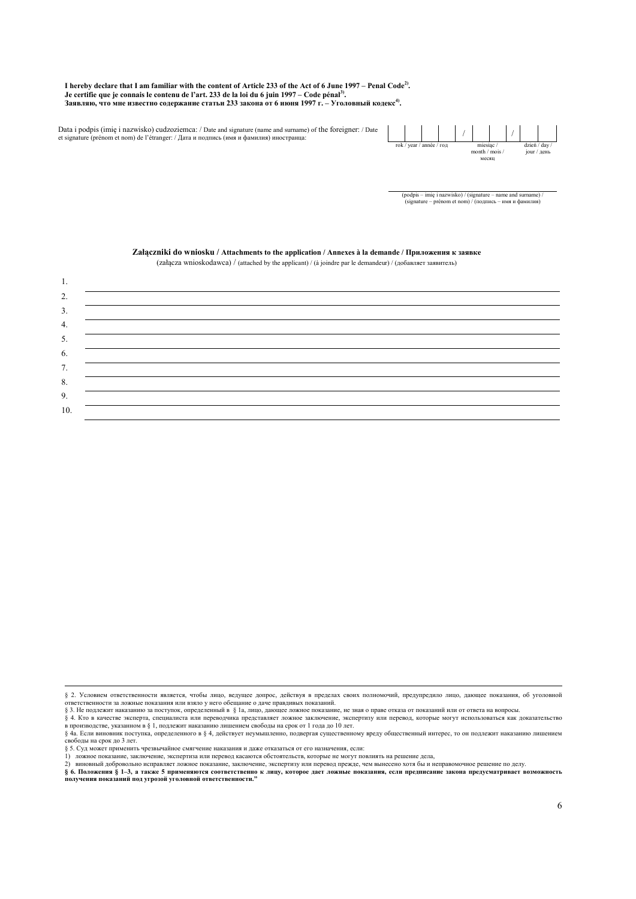**I hereby declare that I am familiar with the content of Article 233 of the Act of 6 June 1997 – Penal Code[2].**
**Je certifie que je connais le contenu de l'art. 233 de la loi du 6 juin 1997 – Code pénal[3].**
**Заявляю, что мне известно содержание статьи 233 закона от 6 июня 1997 г. – Уголовный кодекс[4].**

Data i podpis (imię i nazwisko) cudzoziemca: / Date and signature (name and surname) of the foreigner: / Date et signature (prénom et nom) de l'étranger: / Дата и подпись (имя и фамилия) иностранца:

| | | | | / | | | / | | |
|---|---|---|---|---|---|---|---|---|---|
| rok / year / année / год | | | | | miesiąc / month / mois / месяц | | | dzień / day / jour / день | |

______________________________
(podpis – imię i nazwisko) / (signature – name and surname) / (signature – prénom et nom) / (подпись – имя и фамилия)

**Załączniki do wniosku / Attachments to the application / Annexes à la demande / Приложения к заявке**

(załącza wnioskodawca) / (attached by the applicant) / (à joindre par le demandeur) / (добавляет заявитель)

1. ______________________________
2. ______________________________
3. ______________________________
4. ______________________________
5. ______________________________
6. ______________________________
7. ______________________________
8. ______________________________
9. ______________________________
10. ______________________________

---

§ 2. Условием ответственности является, чтобы лицо, ведущее допрос, действуя в пределах своих полномочий, предупредило лицо, дающее показания, об уголовной ответственности за ложные показания или взяло у него обещание о даче правдивых показаний.
§ 3. Не подлежит наказанию за поступок, определенный в § 1а, лицо, дающее ложное показание, не зная о праве отказа от показаний или от ответа на вопросы.
§ 4. Кто в качестве эксперта, специалиста или переводчика представляет ложное заключение, экспертизу или перевод, которые могут использоваться как доказательство в производстве, указанном в § 1, подлежит наказанию лишением свободы на срок от 1 года до 10 лет.
§ 4а. Если виновник поступка, определенного в § 4, действует неумышленно, подвергая существенному вреду общественный интерес, то он подлежит наказанию лишением свободы на срок до 3 лет.
§ 5. Суд может применить чрезвычайное смягчение наказания и даже отказаться от его назначения, если:
1) ложное показание, заключение, экспертиза или перевод касаются обстоятельств, которые не могут повлиять на решение дела,
2) виновный добровольно исправляет ложное показание, заключение, экспертизу или перевод прежде, чем вынесено хотя бы и неправомочное решение по делу.
**§ 6. Положения § 1–3, а также 5 применяются соответственно к лицу, которое дает ложные показания, если предписание закона предусматривает возможность получения показаний под угрозой уголовной ответственности."**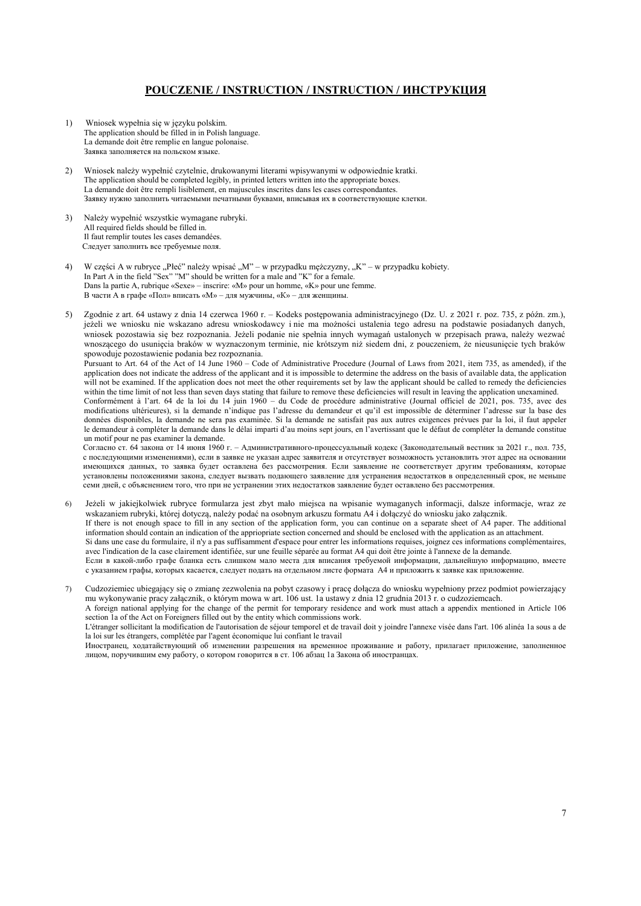## POUCZENIE / INSTRUCTION / INSTRUCTION / ИНСТРУКЦИЯ

1) Wniosek wypełnia się w języku polskim.
The application should be filled in in Polish language.
La demande doit être remplie en langue polonaise.
Заявка заполняется на польском языке.

2) Wniosek należy wypełnić czytelnie, drukowanymi literami wpisywanymi w odpowiednie kratki.
The application should be completed legibly, in printed letters written into the appropriate boxes.
La demande doit être rempli lisiblement, en majuscules inscrites dans les cases correspondantes.
Заявку нужно заполнить читаемыми печатными буквами, вписывая их в соответствующие клетки.

3) Należy wypełnić wszystkie wymagane rubryki.
All required fields should be filled in.
Il faut remplir toutes les cases demandées.
Следует заполнить все требуемые поля.

4) W części A w rubryce „Płeć" należy wpisać „M" – w przypadku mężczyzny, „K" – w przypadku kobiety.
In Part A in the field "Sex" "M" should be written for a male and "K" for a female.
Dans la partie A, rubrique «Sexe» – inscrire: «M» pour un homme, «K» pour une femme.
В части A в графе «Пол» вписать «M» – для мужчины, «K» – для женщины.

5) Zgodnie z art. 64 ustawy z dnia 14 czerwca 1960 r. – Kodeks postępowania administracyjnego (Dz. U. z 2021 r. poz. 735, z późn. zm.), jeżeli we wniosku nie wskazano adresu wnioskodawcy i nie ma możności ustalenia tego adresu na podstawie posiadanych danych, wniosek pozostawia się bez rozpoznania. Jeżeli podanie nie spełnia innych wymagań ustalonych w przepisach prawa, należy wezwać wnoszącego do usunięcia braków w wyznaczonym terminie, nie krótszym niż siedem dni, z pouczeniem, że nieusunięcie tych braków spowoduje pozostawienie podania bez rozpoznania.
Pursuant to Art. 64 of the Act of 14 June 1960 – Code of Administrative Procedure (Journal of Laws from 2021, item 735, as amended), if the application does not indicate the address of the applicant and it is impossible to determine the address on the basis of available data, the application will not be examined. If the application does not meet the other requirements set by law the applicant should be called to remedy the deficiencies within the time limit of not less than seven days stating that failure to remove these deficiencies will result in leaving the application unexamined.
Conformément à l'art. 64 de la loi du 14 juin 1960 – du Code de procédure administrative (Journal officiel de 2021, pos. 735, avec des modifications ultérieures), si la demande n'indique pas l'adresse du demandeur et qu'il est impossible de déterminer l'adresse sur la base des données disponibles, la demande ne sera pas examinée. Si la demande ne satisfait pas aux autres exigences prévues par la loi, il faut appeler le demandeur à compléter la demande dans le délai imparti d'au moins sept jours, en l'avertissant que le défaut de compléter la demande constitue un motif pour ne pas examiner la demande.
Согласно ст. 64 закона от 14 июня 1960 г. – Административного-процессуальный кодекс (Законодательный вестник за 2021 г., пол. 735, с последующими изменениями), если в заявке не указан адрес заявителя и отсутствует возможность установить этот адрес на основании имеющихся данных, то заявка будет оставлена без рассмотрения. Если заявление не соответствует другим требованиям, которые установлены положениями закона, следует вызвать подающего заявление для устранения недостатков в определенный срок, не меньше семи дней, с объяснением того, что при не устранении этих недостатков заявление будет оставлено без рассмотрения.

6) Jeżeli w jakiejkolwiek rubryce formularza jest zbyt mało miejsca na wpisanie wymaganych informacji, dalsze informacje, wraz ze wskazaniem rubryki, której dotyczą, należy podać na osobnym arkuszu formatu A4 i dołączyć do wniosku jako załącznik.
If there is not enough space to fill in any section of the application form, you can continue on a separate sheet of A4 paper. The additional information should contain an indication of the appriopriate section concerned and should be enclosed with the application as an attachment.
Si dans une case du formulaire, il n'y a pas suffisamment d'espace pour entrer les informations requises, joignez ces informations complémentaires, avec l'indication de la case clairement identifiée, sur une feuille séparée au format A4 qui doit être jointe à l'annexe de la demande.
Если в какой-либо графе бланка есть слишком мало места для вписания требуемой информации, дальнейшую информацию, вместе с указанием графы, которых касается, следует подать на отдельном листе формата A4 и приложить к заявке как приложение.

7) Cudzoziemiec ubiegający się o zmianę zezwolenia na pobyt czasowy i pracę dołącza do wniosku wypełniony przez podmiot powierzający mu wykonywanie pracy załącznik, o którym mowa w art. 106 ust. 1a ustawy z dnia 12 grudnia 2013 r. o cudzoziemcach.
A foreign national applying for the change of the permit for temporary residence and work must attach a appendix mentioned in Article 106 section 1a of the Act on Foreigners filled out by the entity which commissions work.
L'étranger sollicitant la modification de l'autorisation de séjour temporel et de travail doit y joindre l'annexe visée dans l'art. 106 alinéa 1a sous a de la loi sur les étrangers, complétée par l'agent économique lui confiant le travail
Иностранец, ходатайствующий об изменении разрешения на временное проживание и работу, прилагает приложение, заполненное лицом, поручившим ему работу, о котором говорится в ст. 106 абзац 1a Закона об иностранцах.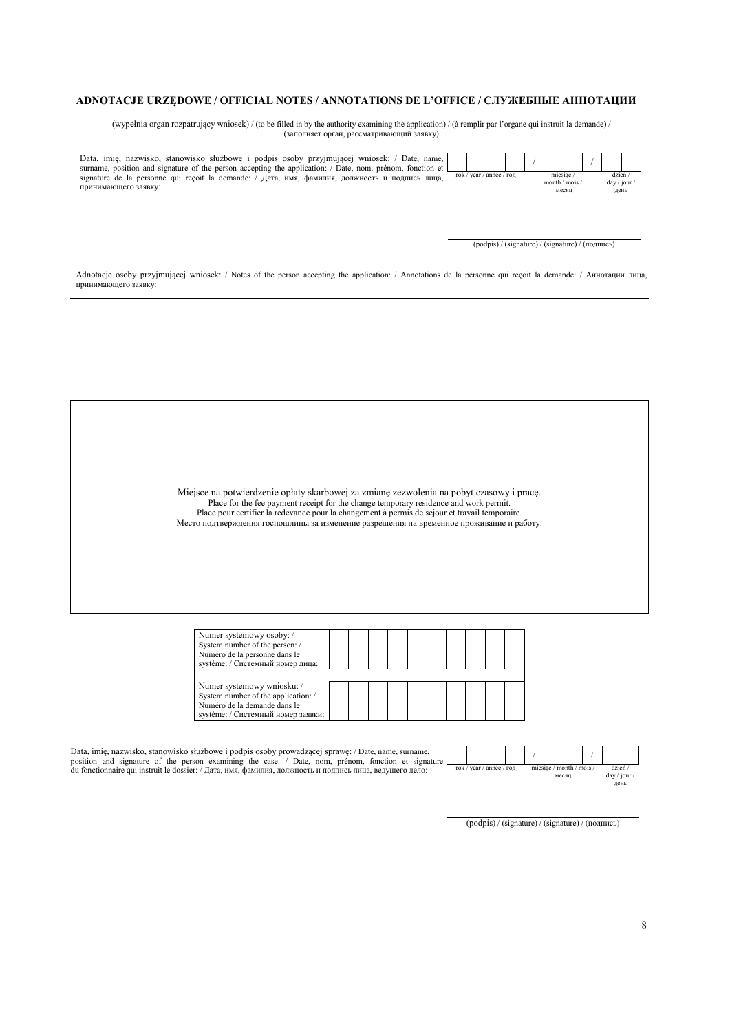## ADNOTACJE URZĘDOWE / OFFICIAL NOTES / ANNOTATIONS DE L'OFFICE / СЛУЖЕБНЫЕ АННОТАЦИИ

(wypełnia organ rozpatrujący wniosek) / (to be filled in by the authority examining the application) / (à remplir par l'organe qui instruit la demande) / (заполняет орган, рассматривающий заявку)

Data, imię, nazwisko, stanowisko służbowe i podpis osoby przyjmującej wniosek: / Date, name, surname, position and signature of the person accepting the application: / Date, nom, prénom, fonction et signature de la personne qui reçoit la demande: / Дата, имя, фамилия, должность и подпись лица, принимающего заявку:

| | | | | / | | | / | | |
|---|---|---|---|---|---|---|---|---|---|
| rok / year / année / год | | | | | miesiąc / month / mois / месяц | | | dzień / day / jour / день | |

(podpis) / (signature) / (signature) / (подпись)

Adnotacje osoby przyjmującej wniosek: / Notes of the person accepting the application: / Annotations de la personne qui reçoit la demande: / Аннотации лица, принимающего заявку:

Miejsce na potwierdzenie opłaty skarbowej za zmianę zezwolenia na pobyt czasowy i pracę.
Place for the fee payment receipt for the change temporary residence and work permit.
Place pour certifier la redevance pour la changement à permis de sejour et travail temporaire.
Место подтверждения госпошлины за изменение разрешения на временное проживание и работу.

| | | | | | | | | | |
|---|---|---|---|---|---|---|---|---|---|
| Numer systemowy osoby: / System number of the person: / Numéro de la personne dans le système: / Системный номер лица: | | | | | | | | | |
| Numer systemowy wniosku: / System number of the application: / Numéro de la demande dans le système: / Системный номер заявки: | | | | | | | | | |

Data, imię, nazwisko, stanowisko służbowe i podpis osoby prowadzącej sprawę: / Date, name, surname, position and signature of the person examining the case: / Date, nom, prénom, fonction et signature du fonctionnaire qui instruit le dossier: / Дата, имя, фамилия, должность и подпись лица, ведущего дело:

| | | | | / | | | / | | |
|---|---|---|---|---|---|---|---|---|---|
| rok / year / année / год | | | | | miesiąc / month / mois / месяц | | | dzień / day / jour / день | |

(podpis) / (signature) / (signature) / (подпись)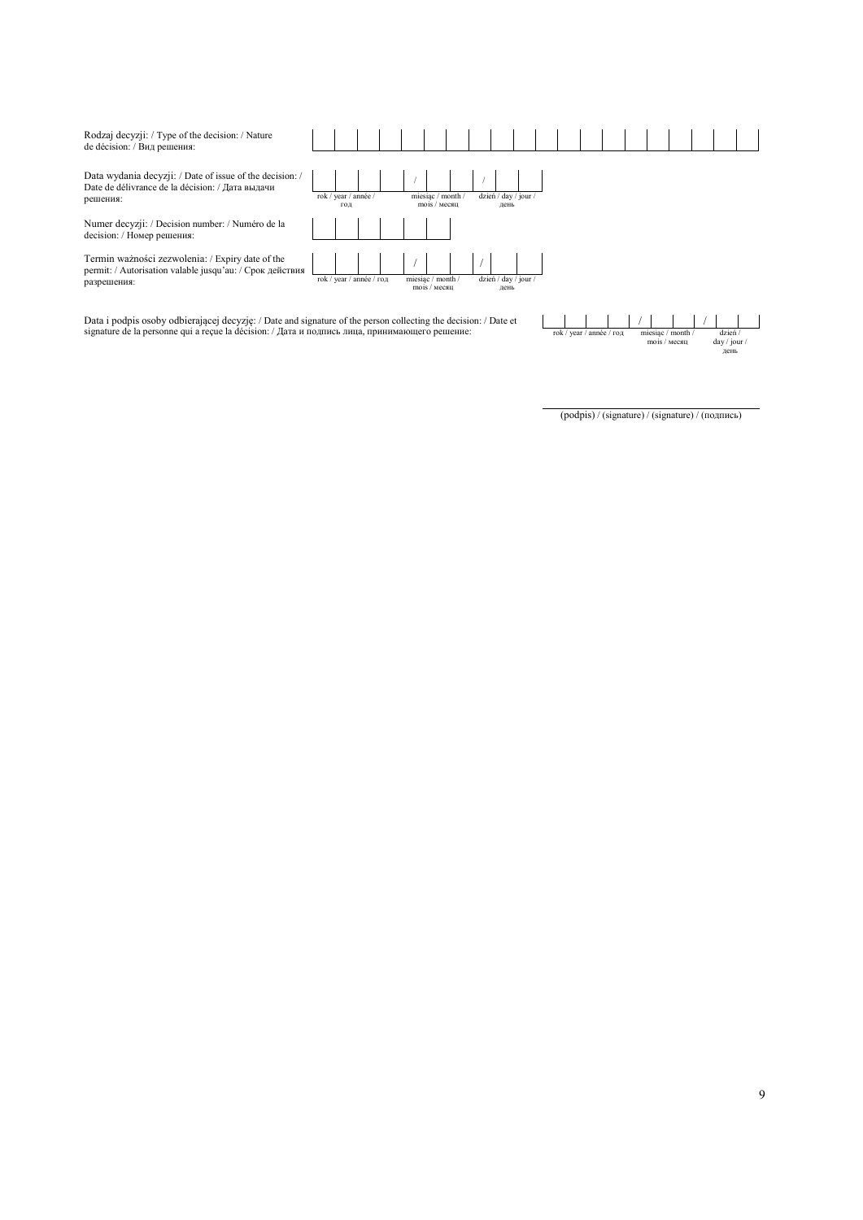Rodzaj decyzji: / Type of the decision: / Nature de décision: / Вид решения:

| | | | | | | | | | | | | | | | | | | | |
|---|---|---|---|---|---|---|---|---|---|---|---|---|---|---|---|---|---|---|---|
| | | | | | | | | | | | | | | | | | | | |

Data wydania decyzji: / Date of issue of the decision: / Date de délivrance de la décision: / Дата выдачи решения:

| | | | | / | | / | |
|---|---|---|---|---|---|---|---|
| rok / year / année / год | | | | miesiąc / month / mois / месяц | | dzień / day / jour / день | |

Numer decyzji: / Decision number: / Numéro de la decision: / Номер решения:

| | | | | | |
|---|---|---|---|---|---|
| | | | | | |

Termin ważności zezwolenia: / Expiry date of the permit: / Autorisation valable jusqu'au: / Срок действия разрешения:

| | | | | / | | / | |
|---|---|---|---|---|---|---|---|
| rok / year / année / год | | | | miesiąc / month / mois / месяц | | dzień / day / jour / день | |

Data i podpis osoby odbierającej decyzję: / Date and signature of the person collecting the decision: / Date et signature de la personne qui a reçue la décision: / Дата и подпись лица, принимающего решение:

| | | | | / | | / | |
|---|---|---|---|---|---|---|---|
| rok / year / année / год | | | | miesiąc / month / mois / месяц | | dzień / day / jour / день | |

\_\_\_\_\_\_\_\_\_\_\_\_\_\_\_\_\_\_\_\_\_\_\_\_\_\_\_\_\_\_

(podpis) / (signature) / (signature) / (подпись)